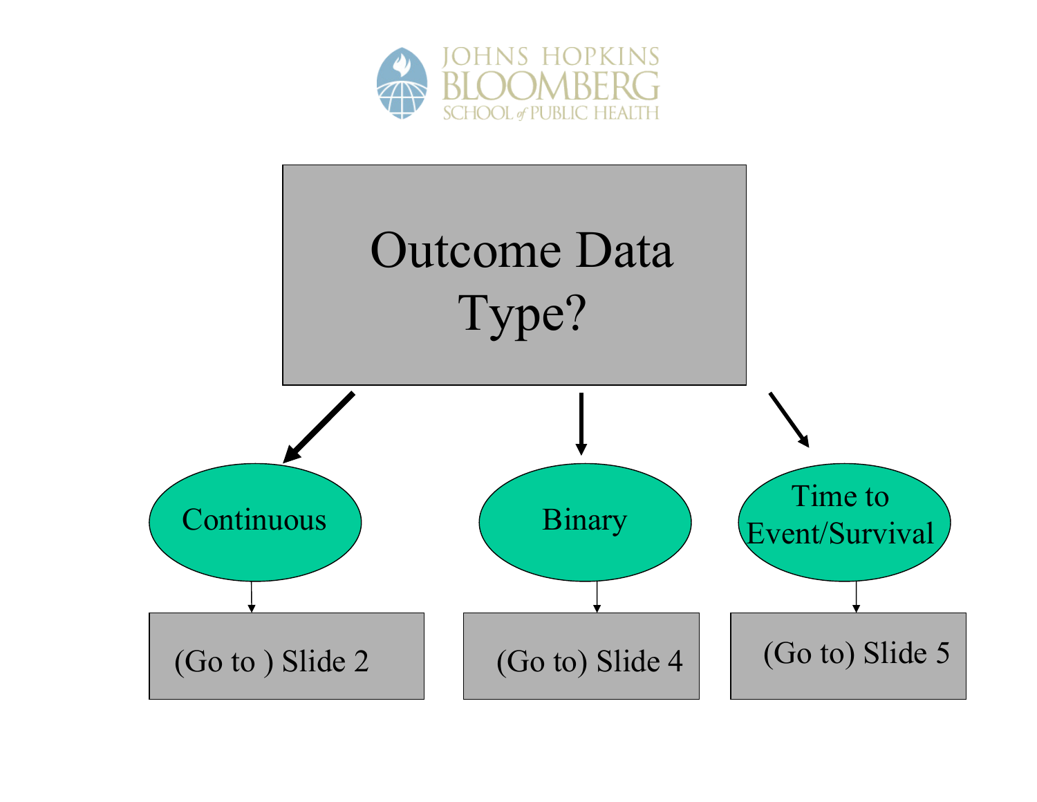JOHNS HOPKINS BLOOMBERG SCHOOL of PUBLIC HEALTH

# Outcome Data Type?

- Continuous → (Go to ) Slide 2
- Binary → (Go to) Slide 4
- Time to Event/Survival → (Go to) Slide 5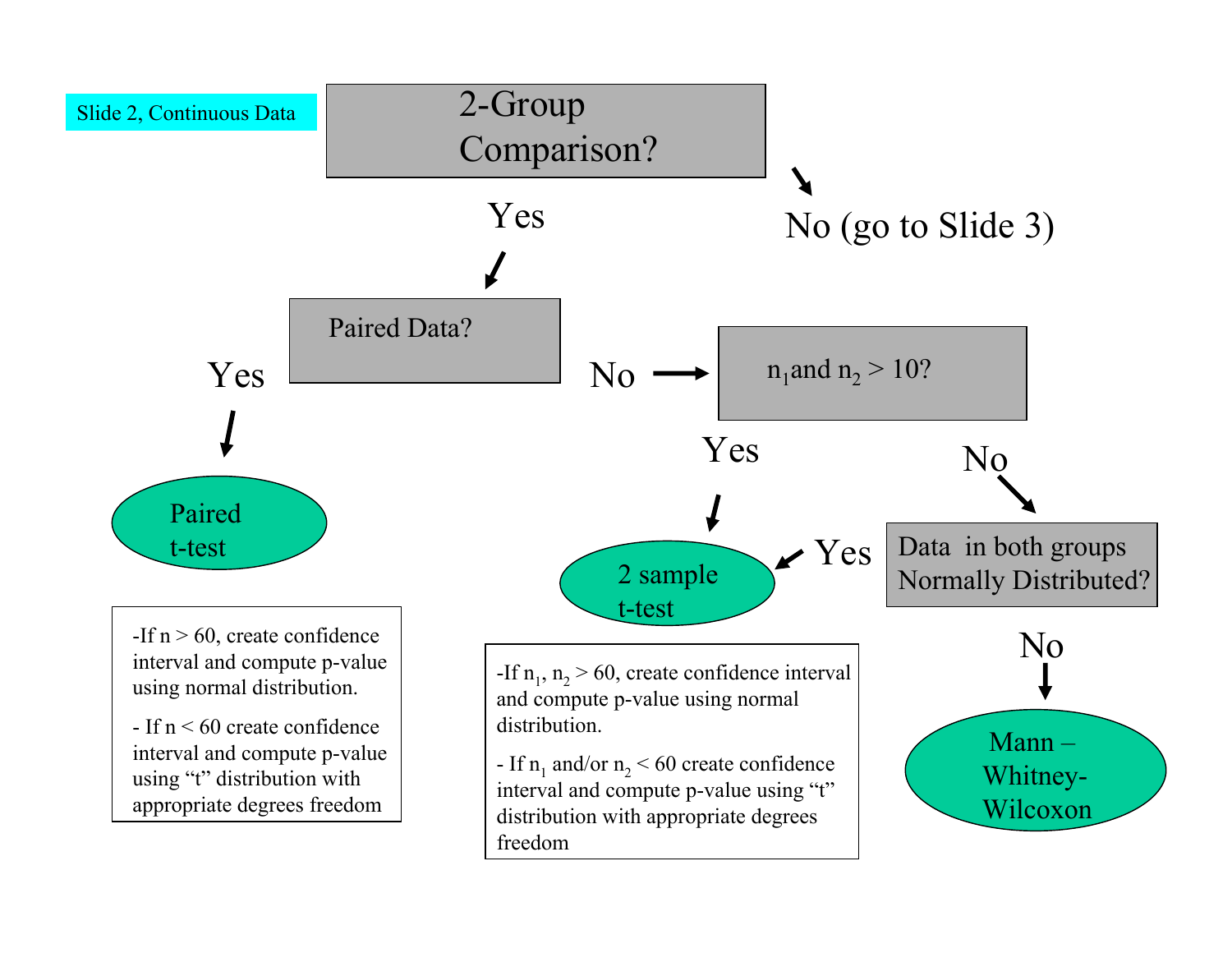Slide 2, Continuous Data

# 2-Group Comparison?

- No (go to Slide 3)
- Yes → **Paired Data?**
  - Yes → **Paired t-test**
    - If n > 60, create confidence interval and compute p-value using normal distribution.
    - If n < 60 create confidence interval and compute p-value using "t" distribution with appropriate degrees freedom
  - No → **$n_1$ and $n_2$ > 10?**
    - Yes → **2 sample t-test**
      - If $n_1$, $n_2$ > 60, create confidence interval and compute p-value using normal distribution.
      - If $n_1$ and/or $n_2$ < 60 create confidence interval and compute p-value using "t" distribution with appropriate degrees freedom
    - No → **Data in both groups Normally Distributed?**
      - Yes → **2 sample t-test**
      - No → **Mann – Whitney-Wilcoxon**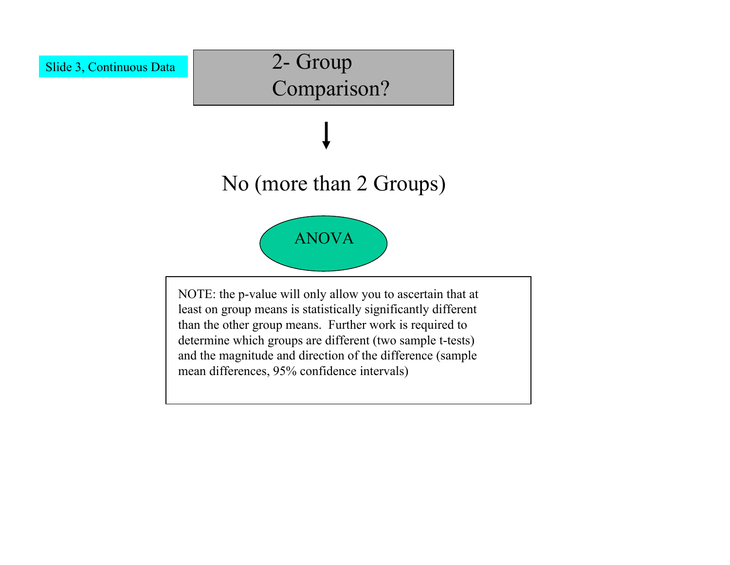Slide 3, Continuous Data

**2- Group Comparison?**

↓

No (more than 2 Groups)

**ANOVA**

NOTE: the p-value will only allow you to ascertain that at least on group means is statistically significantly different than the other group means. Further work is required to determine which groups are different (two sample t-tests) and the magnitude and direction of the difference (sample mean differences, 95% confidence intervals)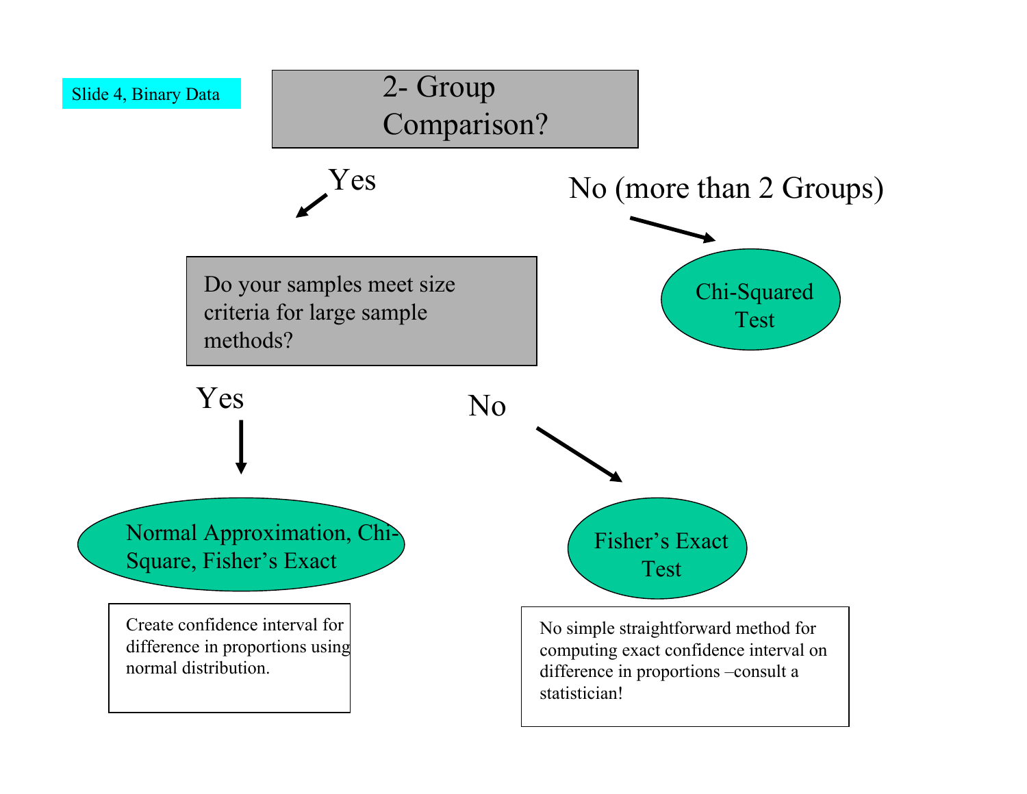Slide 4, Binary Data

# 2- Group Comparison?

**Yes** →

## Do your samples meet size criteria for large sample methods?

- **Yes** → **Normal Approximation, Chi-Square, Fisher's Exact**

  Create confidence interval for difference in proportions using normal distribution.

- **No** → **Fisher's Exact Test**

  No simple straightforward method for computing exact confidence interval on difference in proportions –consult a statistician!

**No (more than 2 Groups)** → **Chi-Squared Test**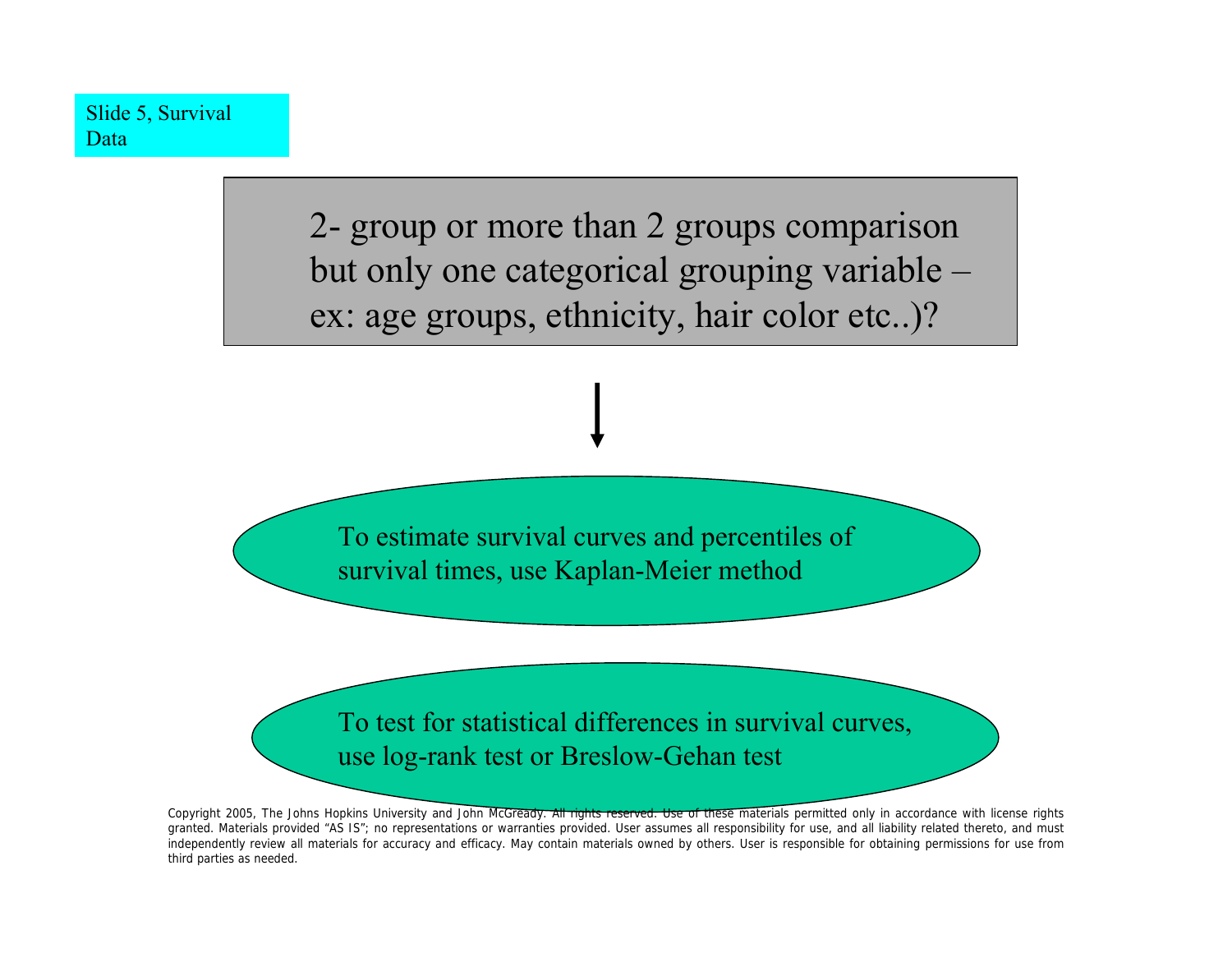Slide 5, Survival Data

2- group or more than 2 groups comparison but only one categorical grouping variable – ex: age groups, ethnicity, hair color etc..)?

To estimate survival curves and percentiles of survival times, use Kaplan-Meier method

To test for statistical differences in survival curves, use log-rank test or Breslow-Gehan test

Copyright 2005, The Johns Hopkins University and John McGready. All rights reserved. Use of these materials permitted only in accordance with license rights granted. Materials provided "AS IS"; no representations or warranties provided. User assumes all responsibility for use, and all liability related thereto, and must independently review all materials for accuracy and efficacy. May contain materials owned by others. User is responsible for obtaining permissions for use from third parties as needed.